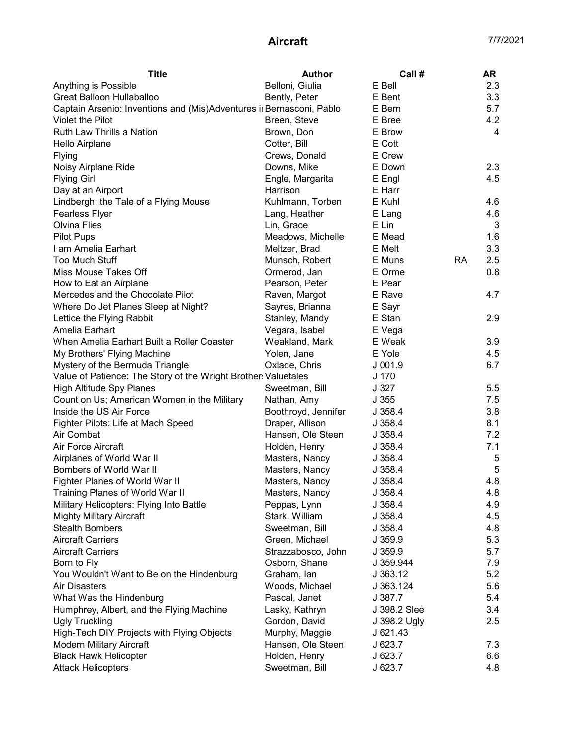# Aircraft

7/7/2021

| Title | Author | Call # | | AR |
|---|---|---|---|---|
| Anything is Possible | Belloni, Giulia | E Bell | | 2.3 |
| Great Balloon Hullaballoo | Bently, Peter | E Bent | | 3.3 |
| Captain Arsenio: Inventions and (Mis)Adventures i | Bernasconi, Pablo | E Bern | | 5.7 |
| Violet the Pilot | Breen, Steve | E Bree | | 4.2 |
| Ruth Law Thrills a Nation | Brown, Don | E Brow | | 4 |
| Hello Airplane | Cotter, Bill | E Cott | | |
| Flying | Crews, Donald | E Crew | | |
| Noisy Airplane Ride | Downs, Mike | E Down | | 2.3 |
| Flying Girl | Engle, Margarita | E Engl | | 4.5 |
| Day at an Airport | Harrison | E Harr | | |
| Lindbergh: the Tale of a Flying Mouse | Kuhlmann, Torben | E Kuhl | | 4.6 |
| Fearless Flyer | Lang, Heather | E Lang | | 4.6 |
| Olvina Flies | Lin, Grace | E Lin | | 3 |
| Pilot Pups | Meadows, Michelle | E Mead | | 1.6 |
| I am Amelia Earhart | Meltzer, Brad | E Melt | | 3.3 |
| Too Much Stuff | Munsch, Robert | E Muns | RA | 2.5 |
| Miss Mouse Takes Off | Ormerod, Jan | E Orme | | 0.8 |
| How to Eat an Airplane | Pearson, Peter | E Pear | | |
| Mercedes and the Chocolate Pilot | Raven, Margot | E Rave | | 4.7 |
| Where Do Jet Planes Sleep at Night? | Sayres, Brianna | E Sayr | | |
| Lettice the Flying Rabbit | Stanley, Mandy | E Stan | | 2.9 |
| Amelia Earhart | Vegara, Isabel | E Vega | | |
| When Amelia Earhart Built a Roller Coaster | Weakland, Mark | E Weak | | 3.9 |
| My Brothers' Flying Machine | Yolen, Jane | E Yole | | 4.5 |
| Mystery of the Bermuda Triangle | Oxlade, Chris | J 001.9 | | 6.7 |
| Value of Patience: The Story of the Wright Brother | Valuetales | J 170 | | |
| High Altitude Spy Planes | Sweetman, Bill | J 327 | | 5.5 |
| Count on Us; American Women in the Military | Nathan, Amy | J 355 | | 7.5 |
| Inside the US Air Force | Boothroyd, Jennifer | J 358.4 | | 3.8 |
| Fighter Pilots: Life at Mach Speed | Draper, Allison | J 358.4 | | 8.1 |
| Air Combat | Hansen, Ole Steen | J 358.4 | | 7.2 |
| Air Force Aircraft | Holden, Henry | J 358.4 | | 7.1 |
| Airplanes of World War II | Masters, Nancy | J 358.4 | | 5 |
| Bombers of World War II | Masters, Nancy | J 358.4 | | 5 |
| Fighter Planes of World War II | Masters, Nancy | J 358.4 | | 4.8 |
| Training Planes of World War II | Masters, Nancy | J 358.4 | | 4.8 |
| Military Helicopters: Flying Into Battle | Peppas, Lynn | J 358.4 | | 4.9 |
| Mighty Military Aircraft | Stark, William | J 358.4 | | 4.5 |
| Stealth Bombers | Sweetman, Bill | J 358.4 | | 4.8 |
| Aircraft Carriers | Green, Michael | J 359.9 | | 5.3 |
| Aircraft Carriers | Strazzabosco, John | J 359.9 | | 5.7 |
| Born to Fly | Osborn, Shane | J 359.944 | | 7.9 |
| You Wouldn't Want to Be on the Hindenburg | Graham, Ian | J 363.12 | | 5.2 |
| Air Disasters | Woods, Michael | J 363.124 | | 5.6 |
| What Was the Hindenburg | Pascal, Janet | J 387.7 | | 5.4 |
| Humphrey, Albert, and the Flying Machine | Lasky, Kathryn | J 398.2 Slee | | 3.4 |
| Ugly Truckling | Gordon, David | J 398.2 Ugly | | 2.5 |
| High-Tech DIY Projects with Flying Objects | Murphy, Maggie | J 621.43 | | |
| Modern Military Aircraft | Hansen, Ole Steen | J 623.7 | | 7.3 |
| Black Hawk Helicopter | Holden, Henry | J 623.7 | | 6.6 |
| Attack Helicopters | Sweetman, Bill | J 623.7 | | 4.8 |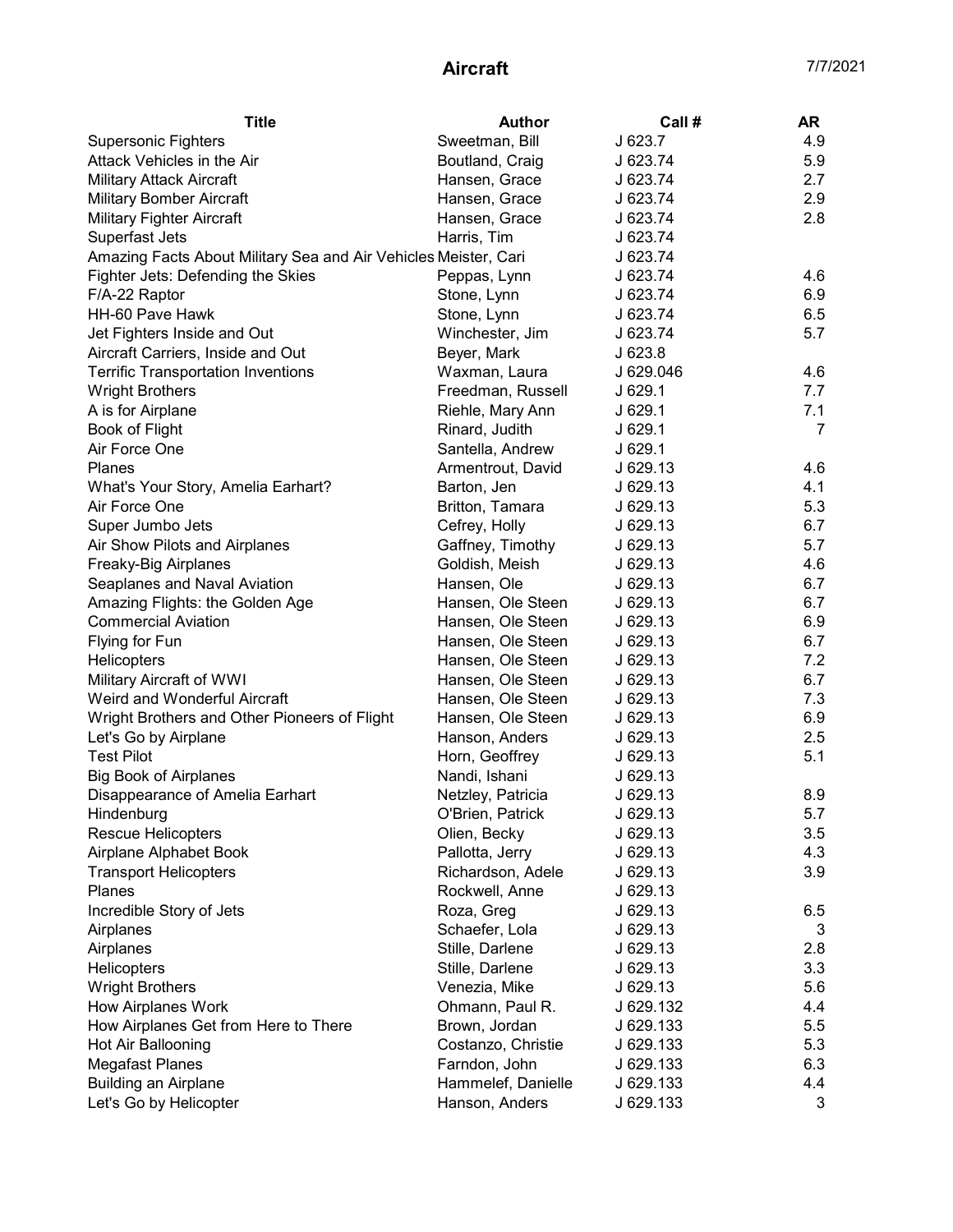# Aircraft

7/7/2021

| Title | Author | Call # | AR |
| --- | --- | --- | --- |
| Supersonic Fighters | Sweetman, Bill | J 623.7 | 4.9 |
| Attack Vehicles in the Air | Boutland, Craig | J 623.74 | 5.9 |
| Military Attack Aircraft | Hansen, Grace | J 623.74 | 2.7 |
| Military Bomber Aircraft | Hansen, Grace | J 623.74 | 2.9 |
| Military Fighter Aircraft | Hansen, Grace | J 623.74 | 2.8 |
| Superfast Jets | Harris, Tim | J 623.74 | |
| Amazing Facts About Military Sea and Air Vehicles | Meister, Cari | J 623.74 | |
| Fighter Jets: Defending the Skies | Peppas, Lynn | J 623.74 | 4.6 |
| F/A-22 Raptor | Stone, Lynn | J 623.74 | 6.9 |
| HH-60 Pave Hawk | Stone, Lynn | J 623.74 | 6.5 |
| Jet Fighters Inside and Out | Winchester, Jim | J 623.74 | 5.7 |
| Aircraft Carriers, Inside and Out | Beyer, Mark | J 623.8 | |
| Terrific Transportation Inventions | Waxman, Laura | J 629.046 | 4.6 |
| Wright Brothers | Freedman, Russell | J 629.1 | 7.7 |
| A is for Airplane | Riehle, Mary Ann | J 629.1 | 7.1 |
| Book of Flight | Rinard, Judith | J 629.1 | 7 |
| Air Force One | Santella, Andrew | J 629.1 | |
| Planes | Armentrout, David | J 629.13 | 4.6 |
| What's Your Story, Amelia Earhart? | Barton, Jen | J 629.13 | 4.1 |
| Air Force One | Britton, Tamara | J 629.13 | 5.3 |
| Super Jumbo Jets | Cefrey, Holly | J 629.13 | 6.7 |
| Air Show Pilots and Airplanes | Gaffney, Timothy | J 629.13 | 5.7 |
| Freaky-Big Airplanes | Goldish, Meish | J 629.13 | 4.6 |
| Seaplanes and Naval Aviation | Hansen, Ole | J 629.13 | 6.7 |
| Amazing Flights: the Golden Age | Hansen, Ole Steen | J 629.13 | 6.7 |
| Commercial Aviation | Hansen, Ole Steen | J 629.13 | 6.9 |
| Flying for Fun | Hansen, Ole Steen | J 629.13 | 6.7 |
| Helicopters | Hansen, Ole Steen | J 629.13 | 7.2 |
| Military Aircraft of WWI | Hansen, Ole Steen | J 629.13 | 6.7 |
| Weird and Wonderful Aircraft | Hansen, Ole Steen | J 629.13 | 7.3 |
| Wright Brothers and Other Pioneers of Flight | Hansen, Ole Steen | J 629.13 | 6.9 |
| Let's Go by Airplane | Hanson, Anders | J 629.13 | 2.5 |
| Test Pilot | Horn, Geoffrey | J 629.13 | 5.1 |
| Big Book of Airplanes | Nandi, Ishani | J 629.13 | |
| Disappearance of Amelia Earhart | Netzley, Patricia | J 629.13 | 8.9 |
| Hindenburg | O'Brien, Patrick | J 629.13 | 5.7 |
| Rescue Helicopters | Olien, Becky | J 629.13 | 3.5 |
| Airplane Alphabet Book | Pallotta, Jerry | J 629.13 | 4.3 |
| Transport Helicopters | Richardson, Adele | J 629.13 | 3.9 |
| Planes | Rockwell, Anne | J 629.13 | |
| Incredible Story of Jets | Roza, Greg | J 629.13 | 6.5 |
| Airplanes | Schaefer, Lola | J 629.13 | 3 |
| Airplanes | Stille, Darlene | J 629.13 | 2.8 |
| Helicopters | Stille, Darlene | J 629.13 | 3.3 |
| Wright Brothers | Venezia, Mike | J 629.13 | 5.6 |
| How Airplanes Work | Ohmann, Paul R. | J 629.132 | 4.4 |
| How Airplanes Get from Here to There | Brown, Jordan | J 629.133 | 5.5 |
| Hot Air Ballooning | Costanzo, Christie | J 629.133 | 5.3 |
| Megafast Planes | Farndon, John | J 629.133 | 6.3 |
| Building an Airplane | Hammelef, Danielle | J 629.133 | 4.4 |
| Let's Go by Helicopter | Hanson, Anders | J 629.133 | 3 |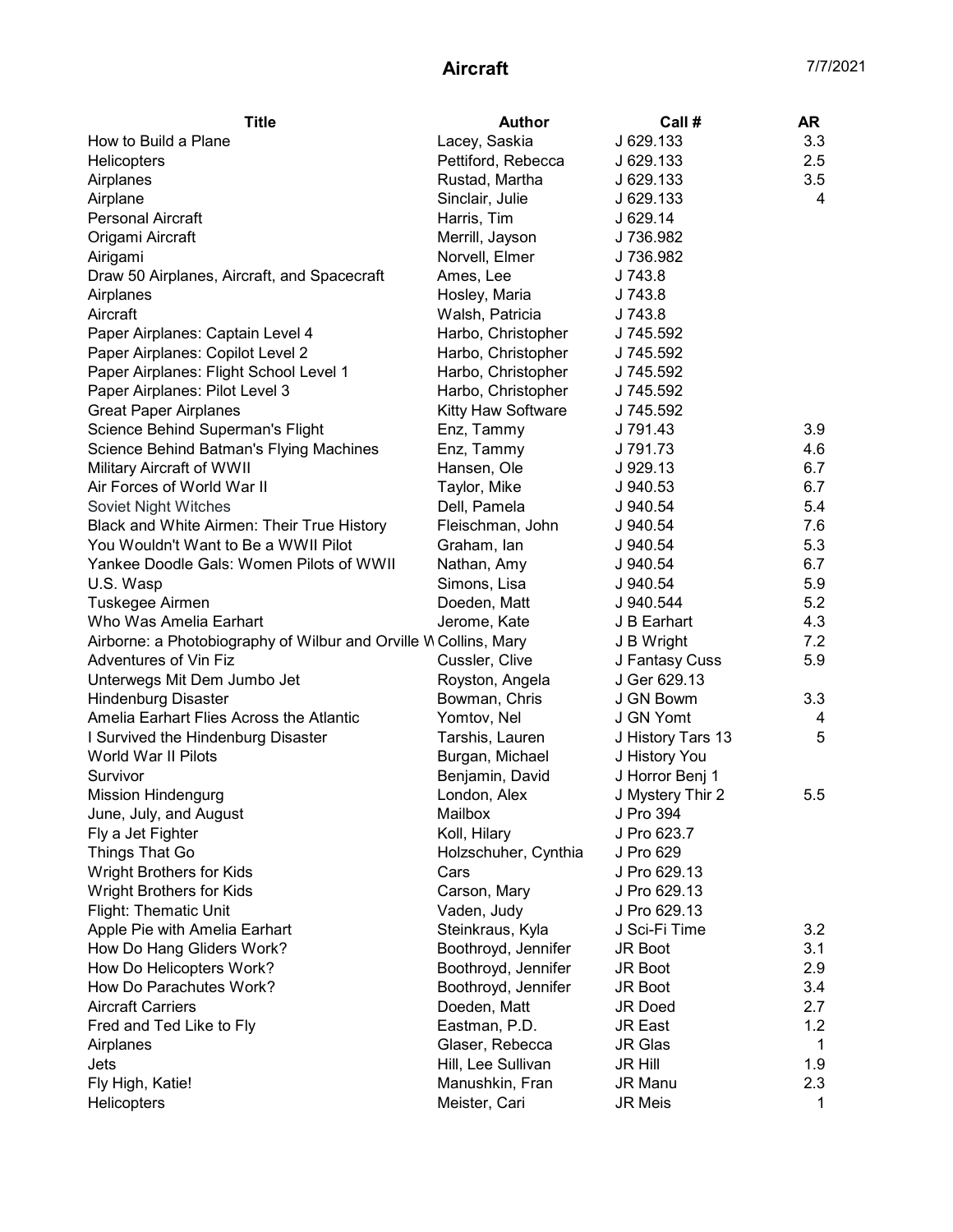# Aircraft

7/7/2021

| Title | Author | Call # | AR |
|---|---|---|---|
| How to Build a Plane | Lacey, Saskia | J 629.133 | 3.3 |
| Helicopters | Pettiford, Rebecca | J 629.133 | 2.5 |
| Airplanes | Rustad, Martha | J 629.133 | 3.5 |
| Airplane | Sinclair, Julie | J 629.133 | 4 |
| Personal Aircraft | Harris, Tim | J 629.14 | |
| Origami Aircraft | Merrill, Jayson | J 736.982 | |
| Airigami | Norvell, Elmer | J 736.982 | |
| Draw 50 Airplanes, Aircraft, and Spacecraft | Ames, Lee | J 743.8 | |
| Airplanes | Hosley, Maria | J 743.8 | |
| Aircraft | Walsh, Patricia | J 743.8 | |
| Paper Airplanes: Captain Level 4 | Harbo, Christopher | J 745.592 | |
| Paper Airplanes: Copilot Level 2 | Harbo, Christopher | J 745.592 | |
| Paper Airplanes: Flight School Level 1 | Harbo, Christopher | J 745.592 | |
| Paper Airplanes: Pilot Level 3 | Harbo, Christopher | J 745.592 | |
| Great Paper Airplanes | Kitty Haw Software | J 745.592 | |
| Science Behind Superman's Flight | Enz, Tammy | J 791.43 | 3.9 |
| Science Behind Batman's Flying Machines | Enz, Tammy | J 791.73 | 4.6 |
| Military Aircraft of WWII | Hansen, Ole | J 929.13 | 6.7 |
| Air Forces of World War II | Taylor, Mike | J 940.53 | 6.7 |
| Soviet Night Witches | Dell, Pamela | J 940.54 | 5.4 |
| Black and White Airmen: Their True History | Fleischman, John | J 940.54 | 7.6 |
| You Wouldn't Want to Be a WWII Pilot | Graham, Ian | J 940.54 | 5.3 |
| Yankee Doodle Gals: Women Pilots of WWII | Nathan, Amy | J 940.54 | 6.7 |
| U.S. Wasp | Simons, Lisa | J 940.54 | 5.9 |
| Tuskegee Airmen | Doeden, Matt | J 940.544 | 5.2 |
| Who Was Amelia Earhart | Jerome, Kate | J B Earhart | 4.3 |
| Airborne: a Photobiography of Wilbur and Orville W | Collins, Mary | J B Wright | 7.2 |
| Adventures of Vin Fiz | Cussler, Clive | J Fantasy Cuss | 5.9 |
| Unterwegs Mit Dem Jumbo Jet | Royston, Angela | J Ger 629.13 | |
| Hindenburg Disaster | Bowman, Chris | J GN Bowm | 3.3 |
| Amelia Earhart Flies Across the Atlantic | Yomtov, Nel | J GN Yomt | 4 |
| I Survived the Hindenburg Disaster | Tarshis, Lauren | J History Tars 13 | 5 |
| World War II Pilots | Burgan, Michael | J History You | |
| Survivor | Benjamin, David | J Horror Benj 1 | |
| Mission Hindengurg | London, Alex | J Mystery Thir 2 | 5.5 |
| June, July, and August | Mailbox | J Pro 394 | |
| Fly a Jet Fighter | Koll, Hilary | J Pro 623.7 | |
| Things That Go | Holzschuher, Cynthia | J Pro 629 | |
| Wright Brothers for Kids | Cars | J Pro 629.13 | |
| Wright Brothers for Kids | Carson, Mary | J Pro 629.13 | |
| Flight: Thematic Unit | Vaden, Judy | J Pro 629.13 | |
| Apple Pie with Amelia Earhart | Steinkraus, Kyla | J Sci-Fi Time | 3.2 |
| How Do Hang Gliders Work? | Boothroyd, Jennifer | JR Boot | 3.1 |
| How Do Helicopters Work? | Boothroyd, Jennifer | JR Boot | 2.9 |
| How Do Parachutes Work? | Boothroyd, Jennifer | JR Boot | 3.4 |
| Aircraft Carriers | Doeden, Matt | JR Doed | 2.7 |
| Fred and Ted Like to Fly | Eastman, P.D. | JR East | 1.2 |
| Airplanes | Glaser, Rebecca | JR Glas | 1 |
| Jets | Hill, Lee Sullivan | JR Hill | 1.9 |
| Fly High, Katie! | Manushkin, Fran | JR Manu | 2.3 |
| Helicopters | Meister, Cari | JR Meis | 1 |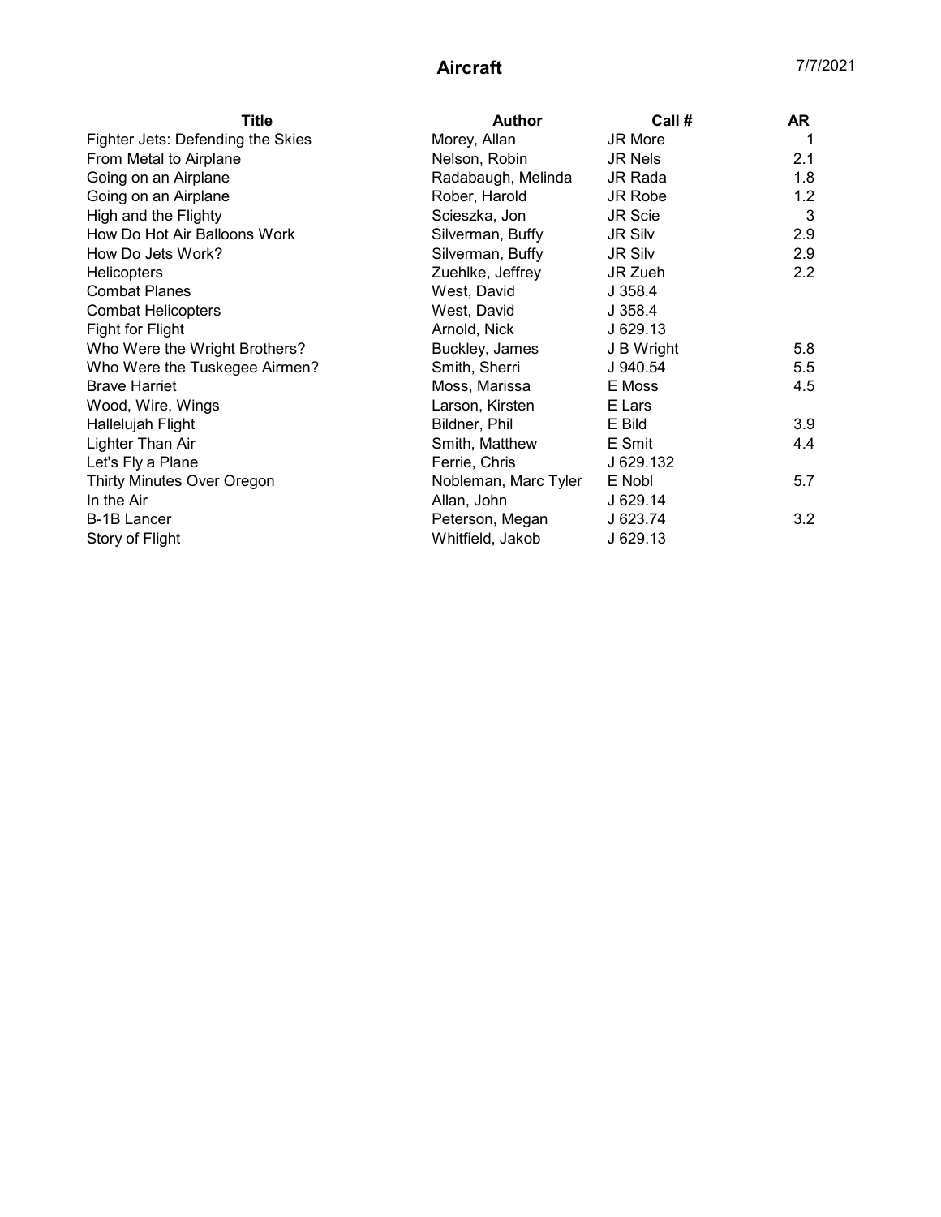# Aircraft

7/7/2021

| Title | Author | Call # | AR |
|---|---|---|---|
| Fighter Jets: Defending the Skies | Morey, Allan | JR More | 1 |
| From Metal to Airplane | Nelson, Robin | JR Nels | 2.1 |
| Going on an Airplane | Radabaugh, Melinda | JR Rada | 1.8 |
| Going on an Airplane | Rober, Harold | JR Robe | 1.2 |
| High and the Flighty | Scieszka, Jon | JR Scie | 3 |
| How Do Hot Air Balloons Work | Silverman, Buffy | JR Silv | 2.9 |
| How Do Jets Work? | Silverman, Buffy | JR Silv | 2.9 |
| Helicopters | Zuehlke, Jeffrey | JR Zueh | 2.2 |
| Combat Planes | West, David | J 358.4 | |
| Combat Helicopters | West, David | J 358.4 | |
| Fight for Flight | Arnold, Nick | J 629.13 | |
| Who Were the Wright Brothers? | Buckley, James | J B Wright | 5.8 |
| Who Were the Tuskegee Airmen? | Smith, Sherri | J 940.54 | 5.5 |
| Brave Harriet | Moss, Marissa | E Moss | 4.5 |
| Wood, Wire, Wings | Larson, Kirsten | E Lars | |
| Hallelujah Flight | Bildner, Phil | E Bild | 3.9 |
| Lighter Than Air | Smith, Matthew | E Smit | 4.4 |
| Let's Fly a Plane | Ferrie, Chris | J 629.132 | |
| Thirty Minutes Over Oregon | Nobleman, Marc Tyler | E Nobl | 5.7 |
| In the Air | Allan, John | J 629.14 | |
| B-1B Lancer | Peterson, Megan | J 623.74 | 3.2 |
| Story of Flight | Whitfield, Jakob | J 629.13 | |